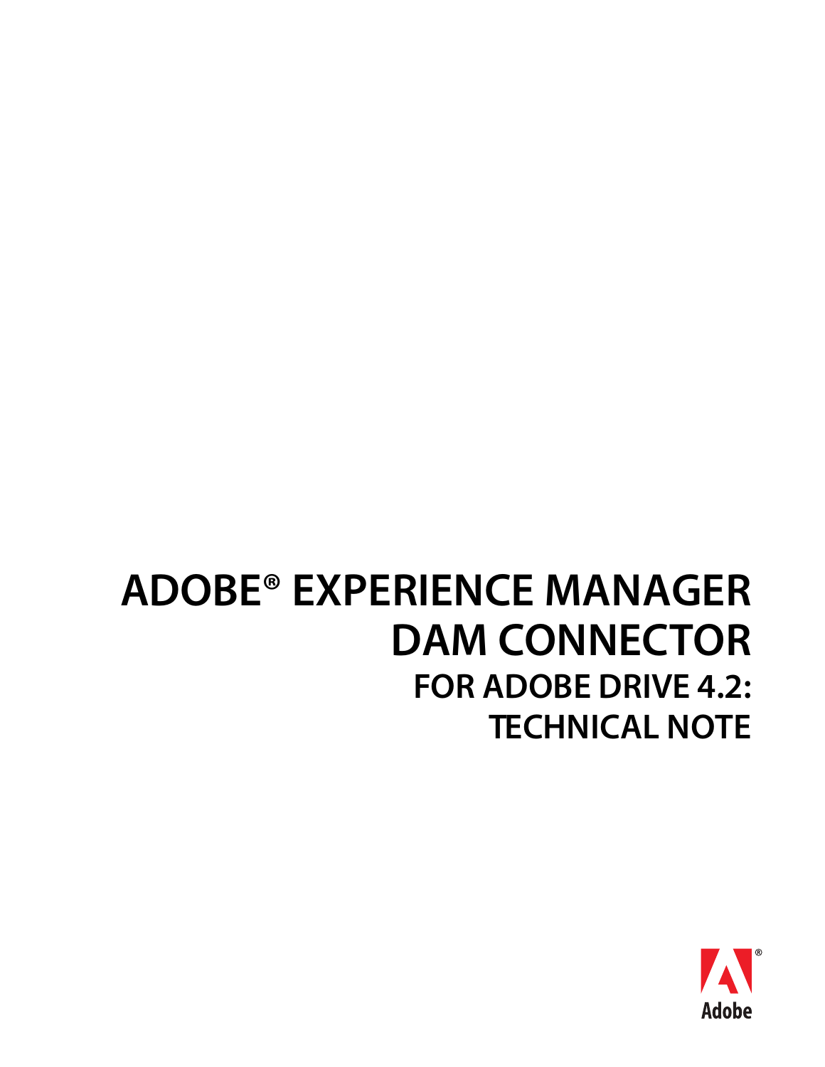# ADOBE® EXPERIENCE MANAGER DAM CONNECTOR

## FOR ADOBE DRIVE 4.2: TECHNICAL NOTE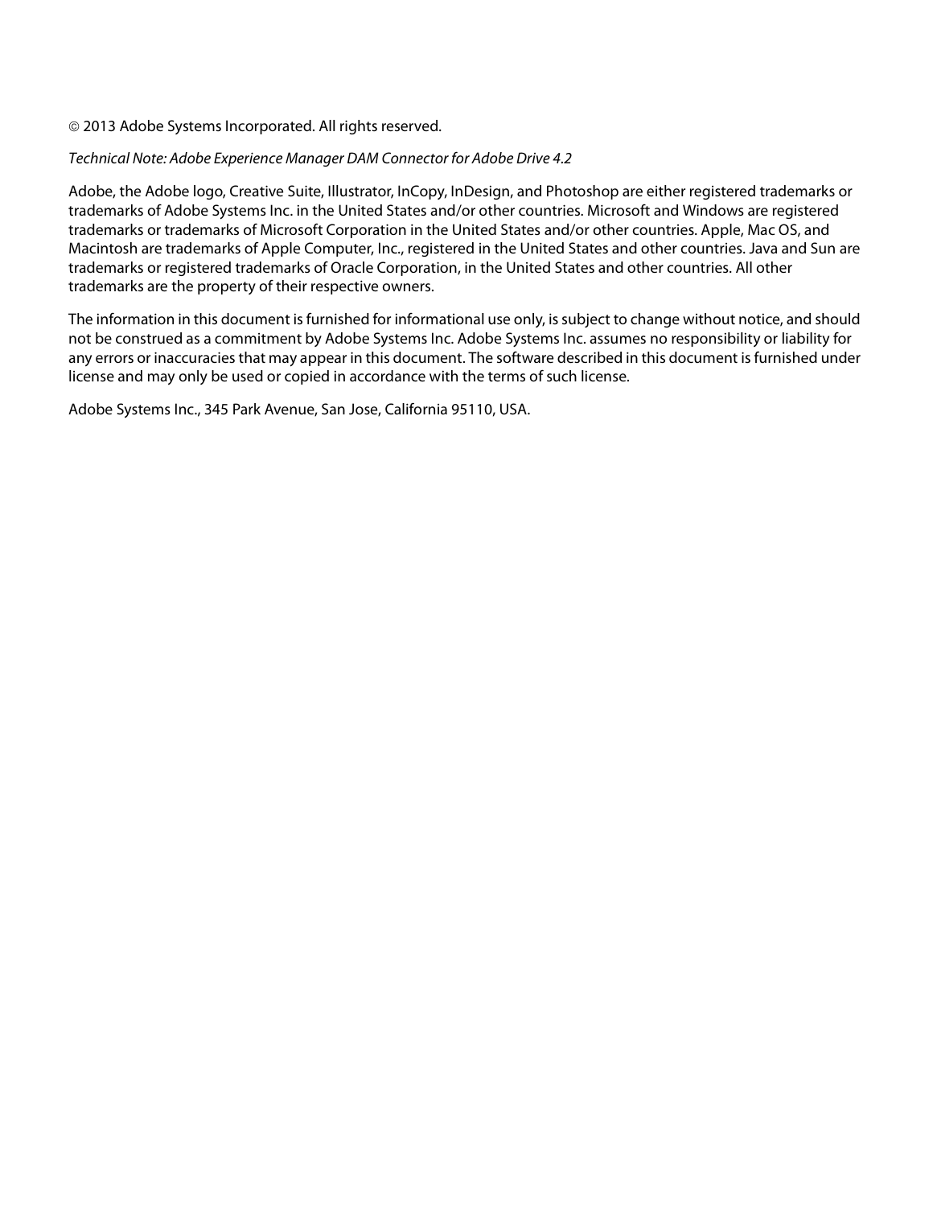© 2013 Adobe Systems Incorporated. All rights reserved.

*Technical Note: Adobe Experience Manager DAM Connector for Adobe Drive 4.2*

Adobe, the Adobe logo, Creative Suite, Illustrator, InCopy, InDesign, and Photoshop are either registered trademarks or trademarks of Adobe Systems Inc. in the United States and/or other countries. Microsoft and Windows are registered trademarks or trademarks of Microsoft Corporation in the United States and/or other countries. Apple, Mac OS, and Macintosh are trademarks of Apple Computer, Inc., registered in the United States and other countries. Java and Sun are trademarks or registered trademarks of Oracle Corporation, in the United States and other countries. All other trademarks are the property of their respective owners.

The information in this document is furnished for informational use only, is subject to change without notice, and should not be construed as a commitment by Adobe Systems Inc. Adobe Systems Inc. assumes no responsibility or liability for any errors or inaccuracies that may appear in this document. The software described in this document is furnished under license and may only be used or copied in accordance with the terms of such license.

Adobe Systems Inc., 345 Park Avenue, San Jose, California 95110, USA.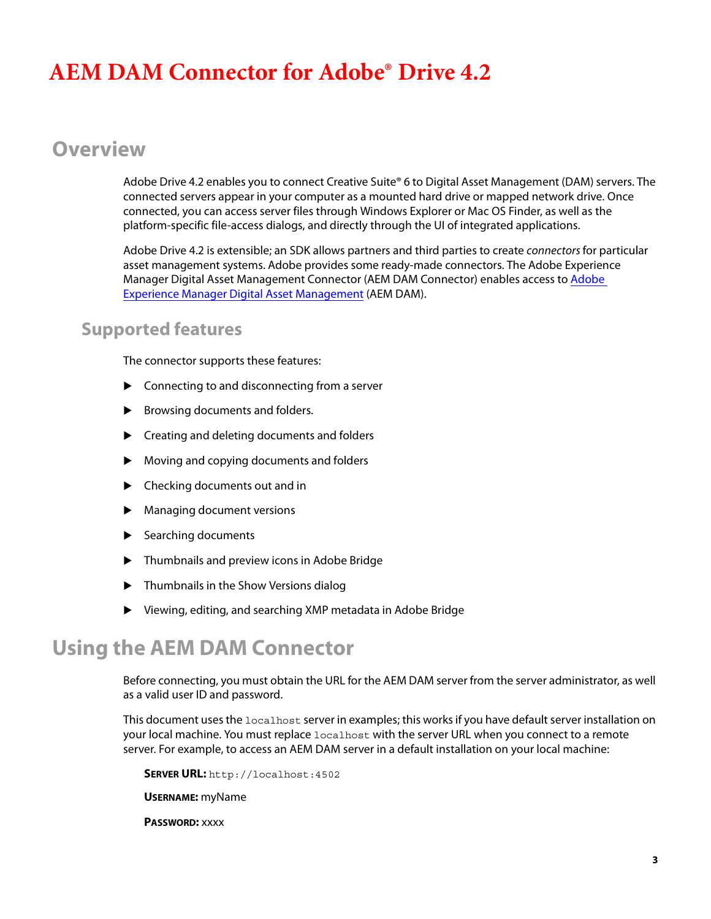# AEM DAM Connector for Adobe® Drive 4.2

## Overview

Adobe Drive 4.2 enables you to connect Creative Suite® 6 to Digital Asset Management (DAM) servers. The connected servers appear in your computer as a mounted hard drive or mapped network drive. Once connected, you can access server files through Windows Explorer or Mac OS Finder, as well as the platform-specific file-access dialogs, and directly through the UI of integrated applications.

Adobe Drive 4.2 is extensible; an SDK allows partners and third parties to create *connectors* for particular asset management systems. Adobe provides some ready-made connectors. The Adobe Experience Manager Digital Asset Management Connector (AEM DAM Connector) enables access to Adobe Experience Manager Digital Asset Management (AEM DAM).

### Supported features

The connector supports these features:

- Connecting to and disconnecting from a server
- Browsing documents and folders.
- Creating and deleting documents and folders
- Moving and copying documents and folders
- Checking documents out and in
- Managing document versions
- Searching documents
- Thumbnails and preview icons in Adobe Bridge
- Thumbnails in the Show Versions dialog
- Viewing, editing, and searching XMP metadata in Adobe Bridge

## Using the AEM DAM Connector

Before connecting, you must obtain the URL for the AEM DAM server from the server administrator, as well as a valid user ID and password.

This document uses the `localhost` server in examples; this works if you have default server installation on your local machine. You must replace `localhost` with the server URL when you connect to a remote server. For example, to access an AEM DAM server in a default installation on your local machine:

**SERVER URL:** `http://localhost:4502`

**USERNAME:** myName

**PASSWORD:** xxxx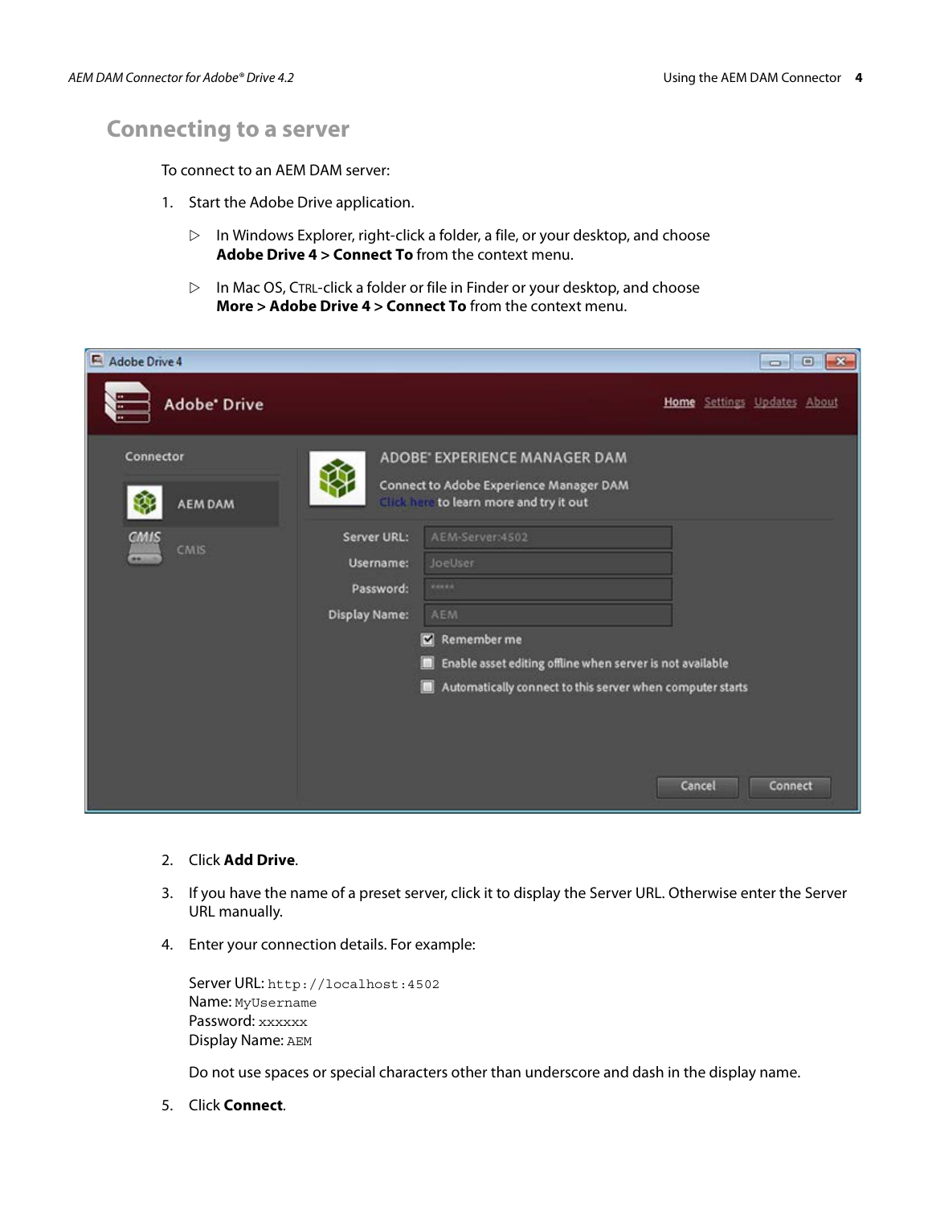## Connecting to a server

To connect to an AEM DAM server:

1. Start the Adobe Drive application.

   ▷ In Windows Explorer, right-click a folder, a file, or your desktop, and choose **Adobe Drive 4 > Connect To** from the context menu.

   ▷ In Mac OS, CTRL-click a folder or file in Finder or your desktop, and choose **More > Adobe Drive 4 > Connect To** from the context menu.

2. Click **Add Drive**.

3. If you have the name of a preset server, click it to display the Server URL. Otherwise enter the Server URL manually.

4. Enter your connection details. For example:

   Server URL: `http://localhost:4502`
   Name: `MyUsername`
   Password: `xxxxxx`
   Display Name: `AEM`

   Do not use spaces or special characters other than underscore and dash in the display name.

5. Click **Connect**.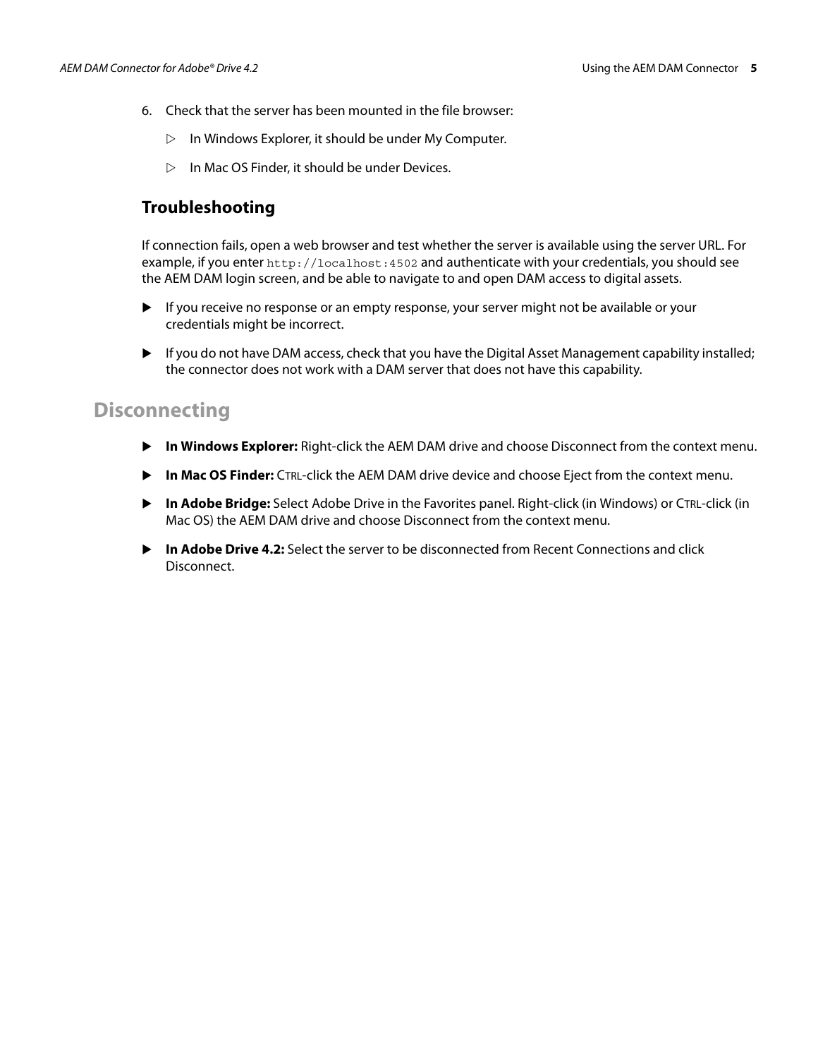6. Check that the server has been mounted in the file browser:

    - In Windows Explorer, it should be under My Computer.
    - In Mac OS Finder, it should be under Devices.

### Troubleshooting

If connection fails, open a web browser and test whether the server is available using the server URL. For example, if you enter `http://localhost:4502` and authenticate with your credentials, you should see the AEM DAM login screen, and be able to navigate to and open DAM access to digital assets.

- If you receive no response or an empty response, your server might not be available or your credentials might be incorrect.
- If you do not have DAM access, check that you have the Digital Asset Management capability installed; the connector does not work with a DAM server that does not have this capability.

## Disconnecting

- **In Windows Explorer:** Right-click the AEM DAM drive and choose Disconnect from the context menu.
- **In Mac OS Finder:** CTRL-click the AEM DAM drive device and choose Eject from the context menu.
- **In Adobe Bridge:** Select Adobe Drive in the Favorites panel. Right-click (in Windows) or CTRL-click (in Mac OS) the AEM DAM drive and choose Disconnect from the context menu.
- **In Adobe Drive 4.2:** Select the server to be disconnected from Recent Connections and click Disconnect.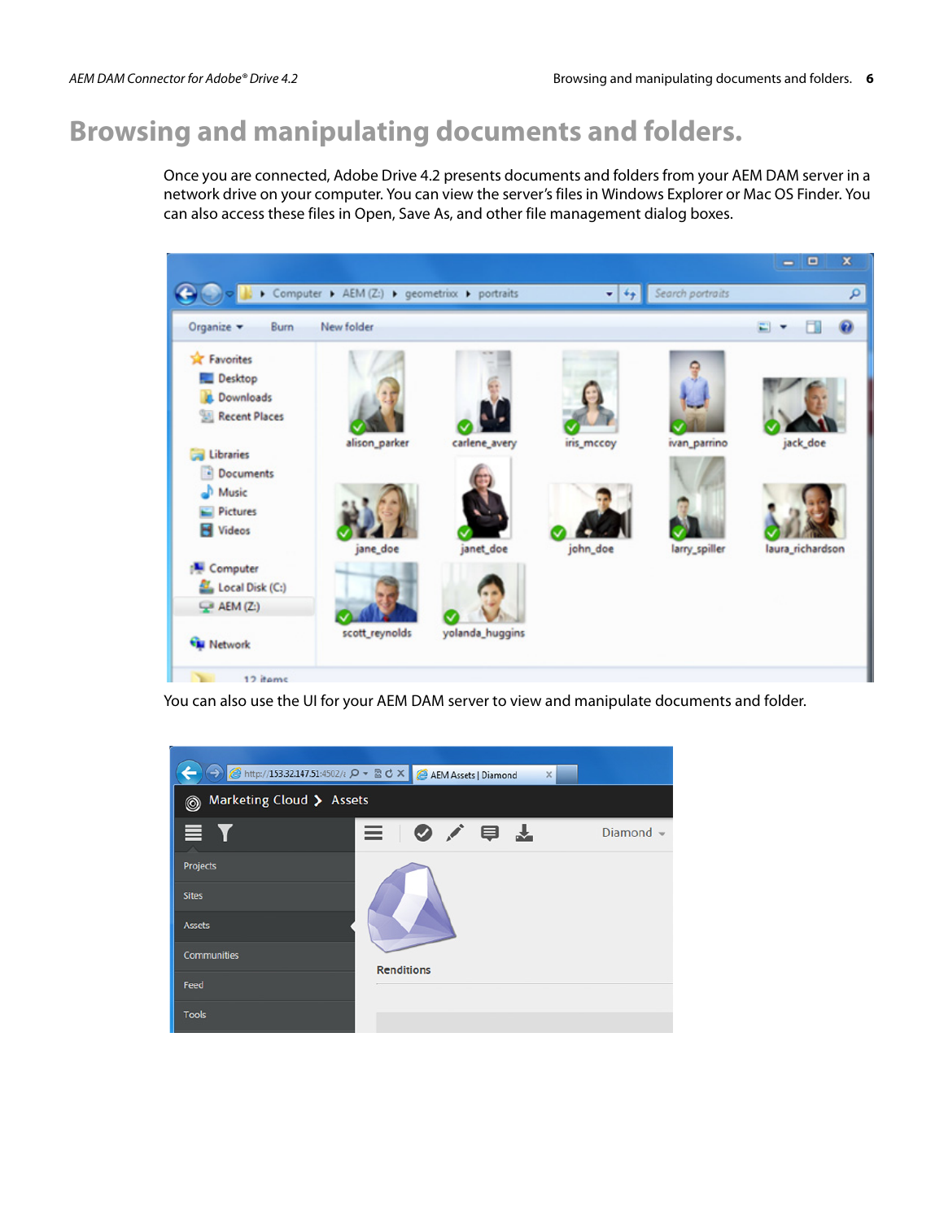# Browsing and manipulating documents and folders.

Once you are connected, Adobe Drive 4.2 presents documents and folders from your AEM DAM server in a network drive on your computer. You can view the server's files in Windows Explorer or Mac OS Finder. You can also access these files in Open, Save As, and other file management dialog boxes.

You can also use the UI for your AEM DAM server to view and manipulate documents and folder.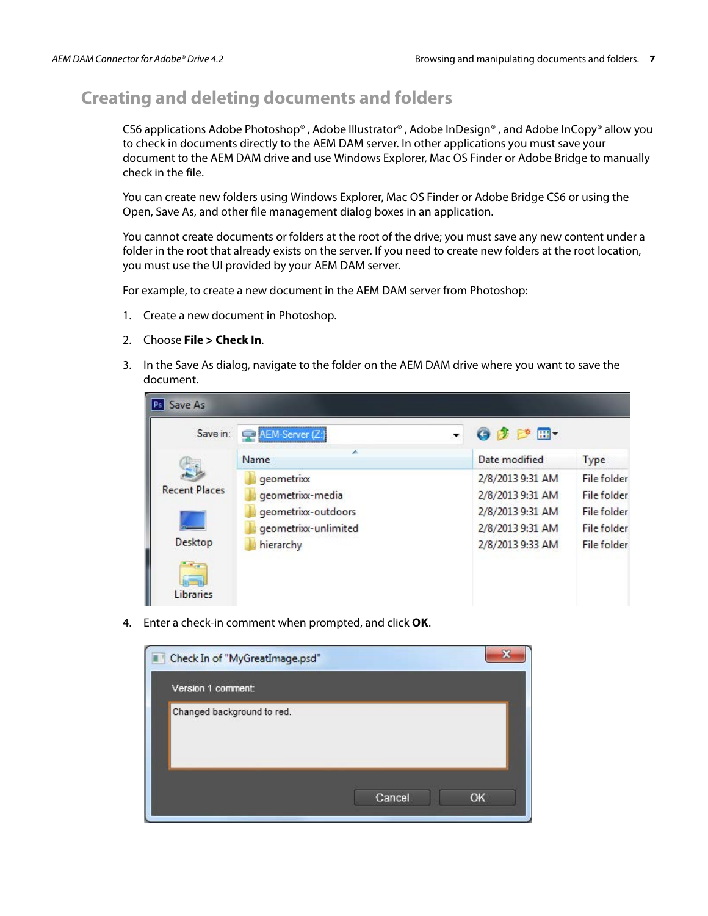## Creating and deleting documents and folders

CS6 applications Adobe Photoshop® , Adobe Illustrator® , Adobe InDesign® , and Adobe InCopy® allow you to check in documents directly to the AEM DAM server. In other applications you must save your document to the AEM DAM drive and use Windows Explorer, Mac OS Finder or Adobe Bridge to manually check in the file.

You can create new folders using Windows Explorer, Mac OS Finder or Adobe Bridge CS6 or using the Open, Save As, and other file management dialog boxes in an application.

You cannot create documents or folders at the root of the drive; you must save any new content under a folder in the root that already exists on the server. If you need to create new folders at the root location, you must use the UI provided by your AEM DAM server.

For example, to create a new document in the AEM DAM server from Photoshop:

1. Create a new document in Photoshop.
2. Choose **File > Check In**.
3. In the Save As dialog, navigate to the folder on the AEM DAM drive where you want to save the document.
4. Enter a check-in comment when prompted, and click **OK**.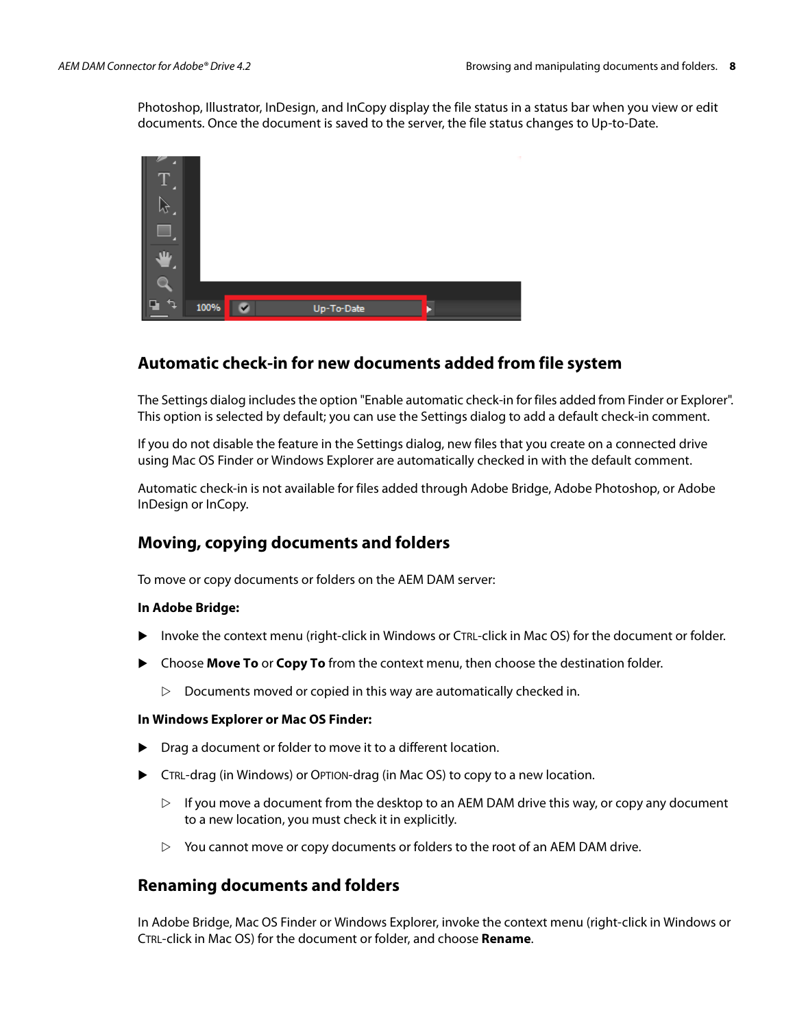Photoshop, Illustrator, InDesign, and InCopy display the file status in a status bar when you view or edit documents. Once the document is saved to the server, the file status changes to Up-to-Date.

## Automatic check-in for new documents added from file system

The Settings dialog includes the option "Enable automatic check-in for files added from Finder or Explorer". This option is selected by default; you can use the Settings dialog to add a default check-in comment.

If you do not disable the feature in the Settings dialog, new files that you create on a connected drive using Mac OS Finder or Windows Explorer are automatically checked in with the default comment.

Automatic check-in is not available for files added through Adobe Bridge, Adobe Photoshop, or Adobe InDesign or InCopy.

## Moving, copying documents and folders

To move or copy documents or folders on the AEM DAM server:

**In Adobe Bridge:**

- Invoke the context menu (right-click in Windows or CTRL-click in Mac OS) for the document or folder.
- Choose **Move To** or **Copy To** from the context menu, then choose the destination folder.
  - Documents moved or copied in this way are automatically checked in.

**In Windows Explorer or Mac OS Finder:**

- Drag a document or folder to move it to a different location.
- CTRL-drag (in Windows) or OPTION-drag (in Mac OS) to copy to a new location.
  - If you move a document from the desktop to an AEM DAM drive this way, or copy any document to a new location, you must check it in explicitly.
  - You cannot move or copy documents or folders to the root of an AEM DAM drive.

## Renaming documents and folders

In Adobe Bridge, Mac OS Finder or Windows Explorer, invoke the context menu (right-click in Windows or CTRL-click in Mac OS) for the document or folder, and choose **Rename**.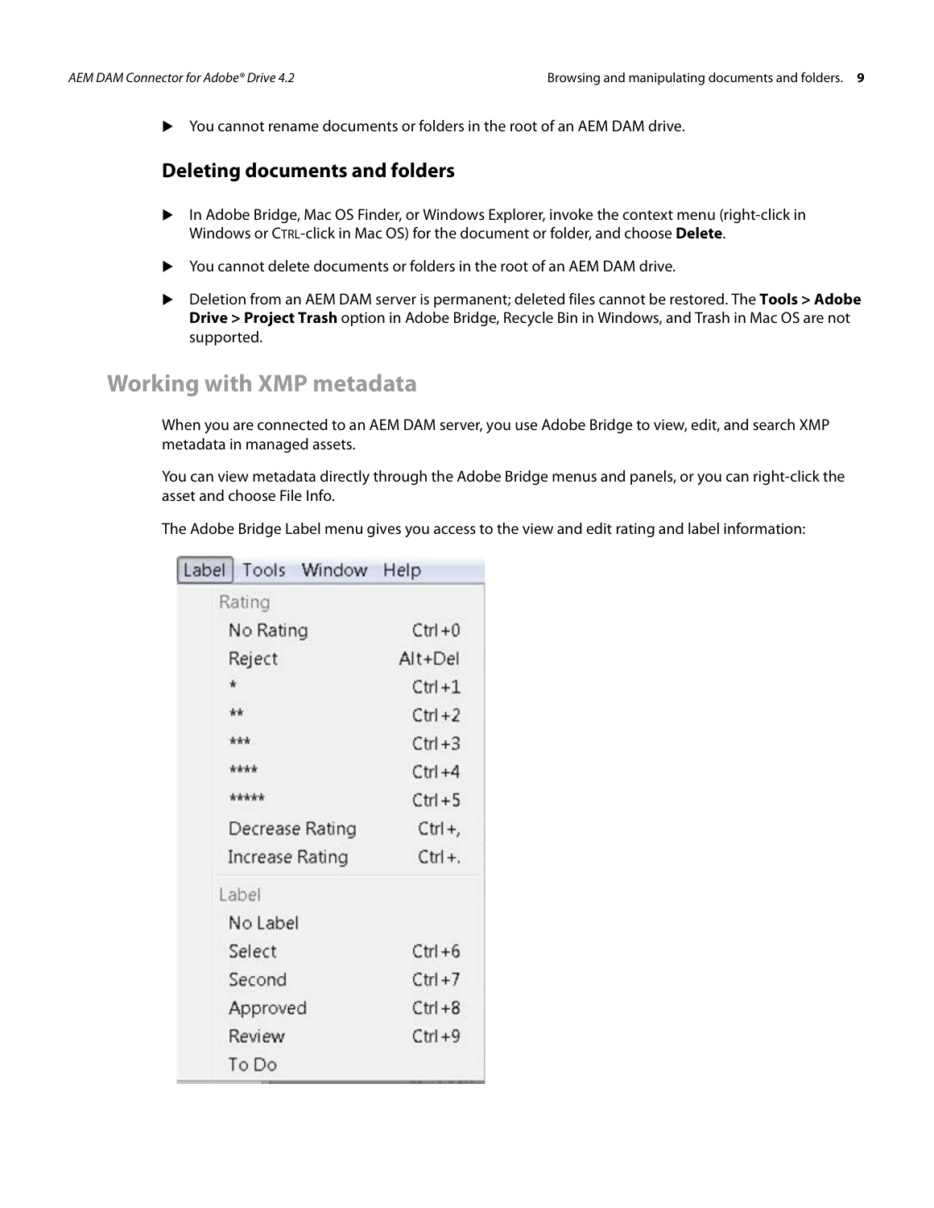- You cannot rename documents or folders in the root of an AEM DAM drive.

### Deleting documents and folders

- In Adobe Bridge, Mac OS Finder, or Windows Explorer, invoke the context menu (right-click in Windows or CTRL-click in Mac OS) for the document or folder, and choose **Delete**.

- You cannot delete documents or folders in the root of an AEM DAM drive.

- Deletion from an AEM DAM server is permanent; deleted files cannot be restored. The **Tools > Adobe Drive > Project Trash** option in Adobe Bridge, Recycle Bin in Windows, and Trash in Mac OS are not supported.

## Working with XMP metadata

When you are connected to an AEM DAM server, you use Adobe Bridge to view, edit, and search XMP metadata in managed assets.

You can view metadata directly through the Adobe Bridge menus and panels, or you can right-click the asset and choose File Info.

The Adobe Bridge Label menu gives you access to the view and edit rating and label information: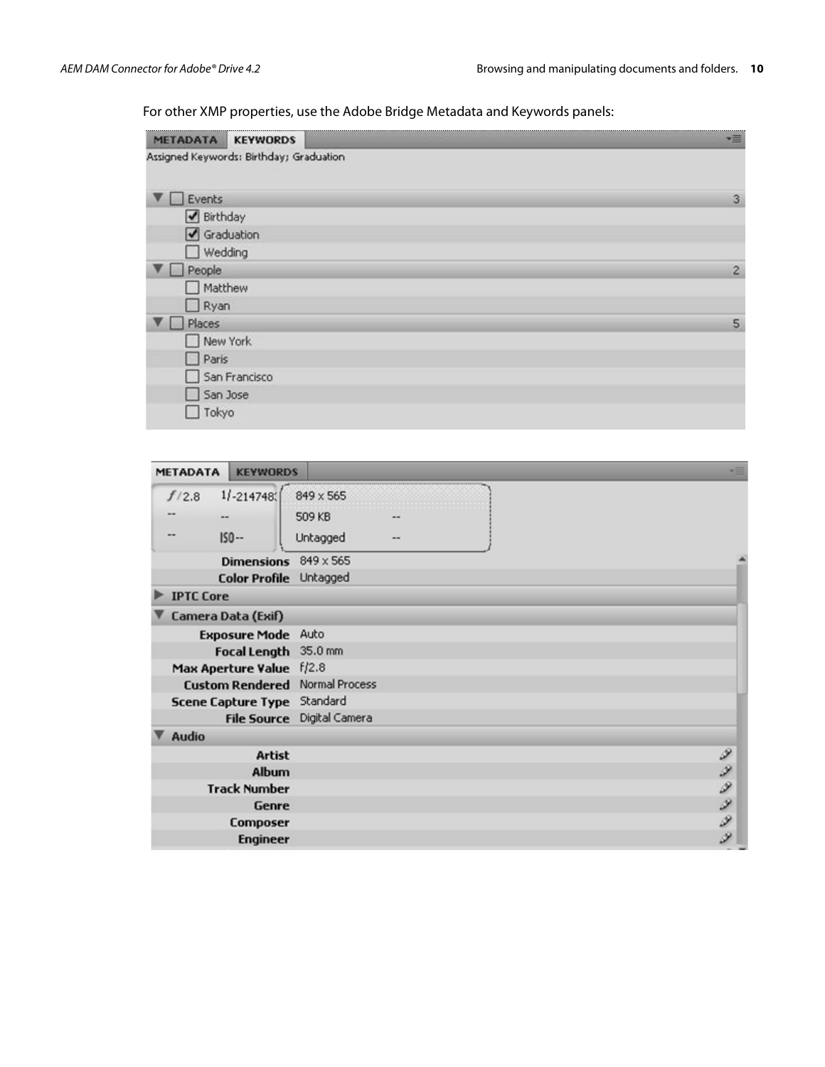For other XMP properties, use the Adobe Bridge Metadata and Keywords panels: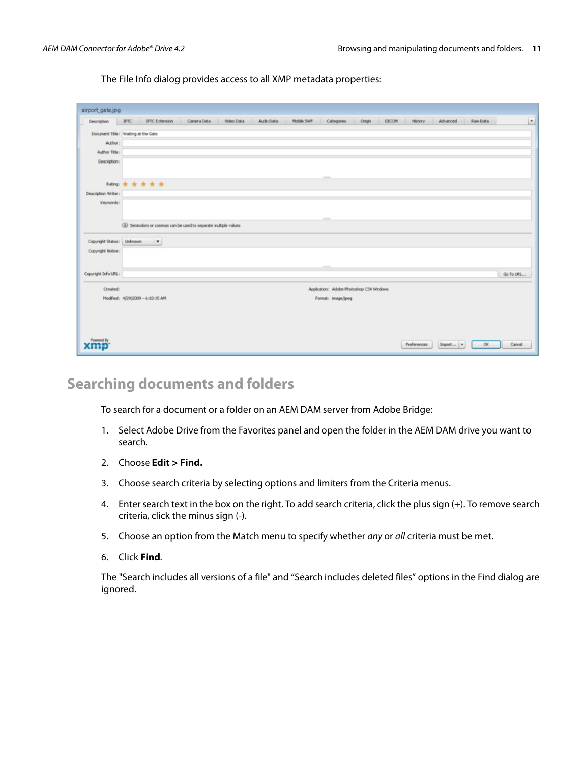The File Info dialog provides access to all XMP metadata properties:

## Searching documents and folders

To search for a document or a folder on an AEM DAM server from Adobe Bridge:

1. Select Adobe Drive from the Favorites panel and open the folder in the AEM DAM drive you want to search.
2. Choose **Edit > Find.**
3. Choose search criteria by selecting options and limiters from the Criteria menus.
4. Enter search text in the box on the right. To add search criteria, click the plus sign (+). To remove search criteria, click the minus sign (-).
5. Choose an option from the Match menu to specify whether *any* or *all* criteria must be met.
6. Click **Find**.

The "Search includes all versions of a file" and “Search includes deleted files” options in the Find dialog are ignored.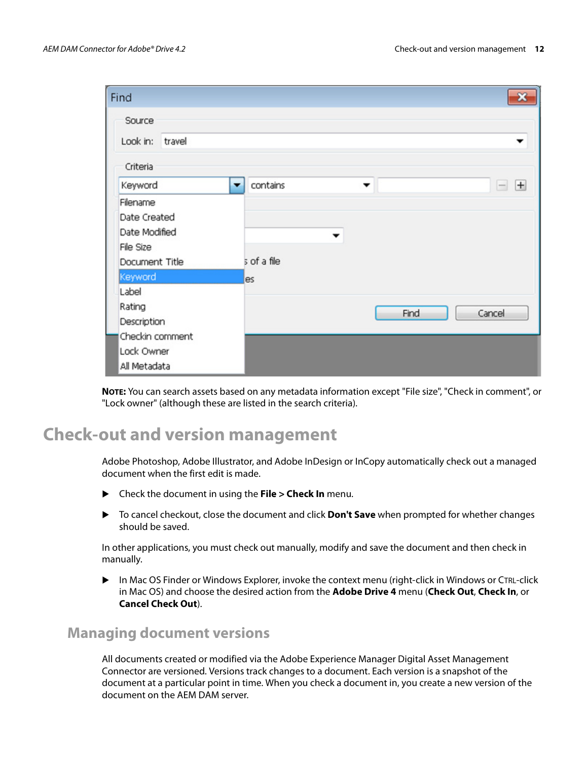**NOTE:** You can search assets based on any metadata information except "File size", "Check in comment", or "Lock owner" (although these are listed in the search criteria).

# Check-out and version management

Adobe Photoshop, Adobe Illustrator, and Adobe InDesign or InCopy automatically check out a managed document when the first edit is made.

- Check the document in using the **File > Check In** menu.
- To cancel checkout, close the document and click **Don't Save** when prompted for whether changes should be saved.

In other applications, you must check out manually, modify and save the document and then check in manually.

- In Mac OS Finder or Windows Explorer, invoke the context menu (right-click in Windows or CTRL-click in Mac OS) and choose the desired action from the **Adobe Drive 4** menu (**Check Out**, **Check In**, or **Cancel Check Out**).

## Managing document versions

All documents created or modified via the Adobe Experience Manager Digital Asset Management Connector are versioned. Versions track changes to a document. Each version is a snapshot of the document at a particular point in time. When you check a document in, you create a new version of the document on the AEM DAM server.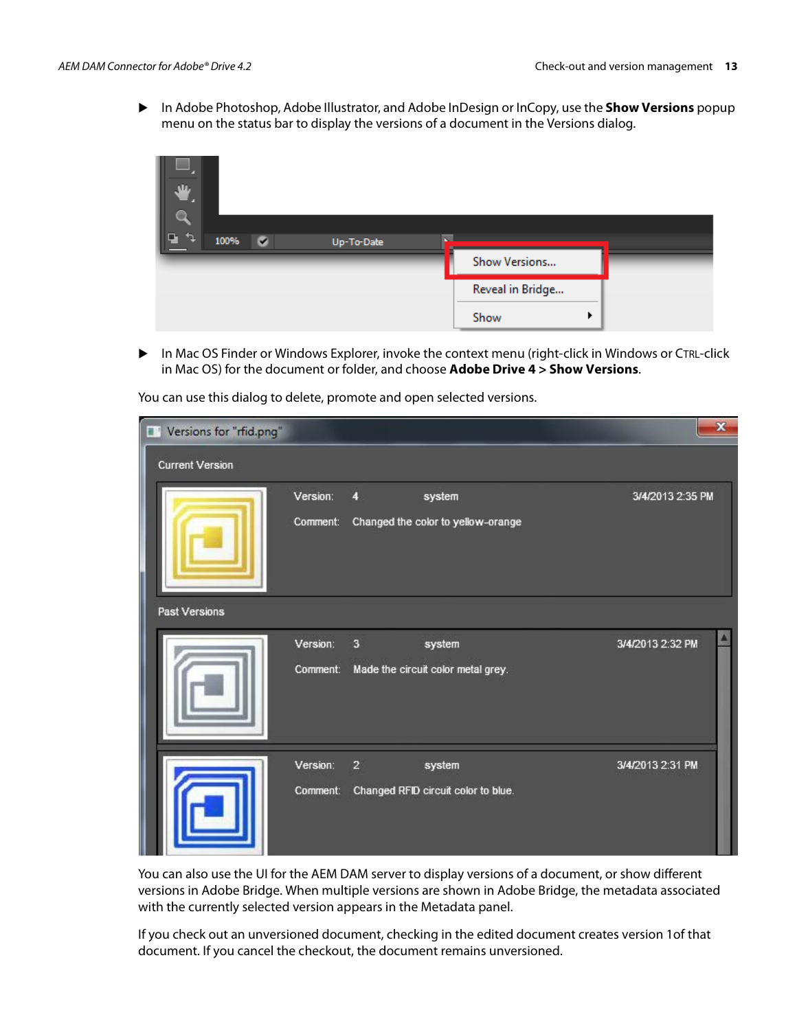- In Adobe Photoshop, Adobe Illustrator, and Adobe InDesign or InCopy, use the **Show Versions** popup menu on the status bar to display the versions of a document in the Versions dialog.

- In Mac OS Finder or Windows Explorer, invoke the context menu (right-click in Windows or CTRL-click in Mac OS) for the document or folder, and choose **Adobe Drive 4 > Show Versions**.

You can use this dialog to delete, promote and open selected versions.

You can also use the UI for the AEM DAM server to display versions of a document, or show different versions in Adobe Bridge. When multiple versions are shown in Adobe Bridge, the metadata associated with the currently selected version appears in the Metadata panel.

If you check out an unversioned document, checking in the edited document creates version 1of that document. If you cancel the checkout, the document remains unversioned.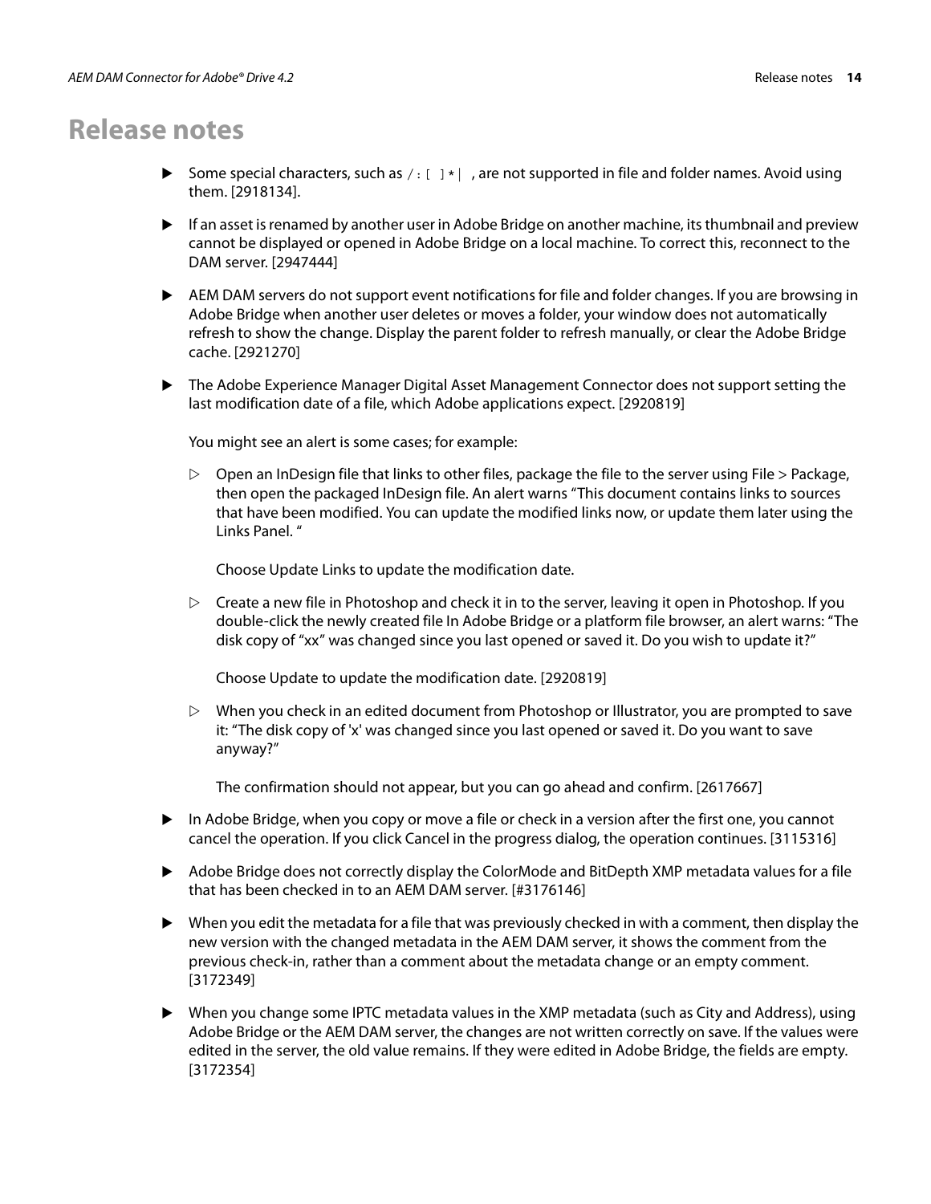# Release notes

- Some special characters, such as `/ : [ ] * |` , are not supported in file and folder names. Avoid using them. [2918134].

- If an asset is renamed by another user in Adobe Bridge on another machine, its thumbnail and preview cannot be displayed or opened in Adobe Bridge on a local machine. To correct this, reconnect to the DAM server. [2947444]

- AEM DAM servers do not support event notifications for file and folder changes. If you are browsing in Adobe Bridge when another user deletes or moves a folder, your window does not automatically refresh to show the change. Display the parent folder to refresh manually, or clear the Adobe Bridge cache. [2921270]

- The Adobe Experience Manager Digital Asset Management Connector does not support setting the last modification date of a file, which Adobe applications expect. [2920819]

  You might see an alert is some cases; for example:

  - Open an InDesign file that links to other files, package the file to the server using File > Package, then open the packaged InDesign file. An alert warns "This document contains links to sources that have been modified. You can update the modified links now, or update them later using the Links Panel. "

    Choose Update Links to update the modification date.

  - Create a new file in Photoshop and check it in to the server, leaving it open in Photoshop. If you double-click the newly created file In Adobe Bridge or a platform file browser, an alert warns: "The disk copy of "xx" was changed since you last opened or saved it. Do you wish to update it?"

    Choose Update to update the modification date. [2920819]

  - When you check in an edited document from Photoshop or Illustrator, you are prompted to save it: "The disk copy of 'x' was changed since you last opened or saved it. Do you want to save anyway?"

    The confirmation should not appear, but you can go ahead and confirm. [2617667]

- In Adobe Bridge, when you copy or move a file or check in a version after the first one, you cannot cancel the operation. If you click Cancel in the progress dialog, the operation continues. [3115316]

- Adobe Bridge does not correctly display the ColorMode and BitDepth XMP metadata values for a file that has been checked in to an AEM DAM server. [#3176146]

- When you edit the metadata for a file that was previously checked in with a comment, then display the new version with the changed metadata in the AEM DAM server, it shows the comment from the previous check-in, rather than a comment about the metadata change or an empty comment. [3172349]

- When you change some IPTC metadata values in the XMP metadata (such as City and Address), using Adobe Bridge or the AEM DAM server, the changes are not written correctly on save. If the values were edited in the server, the old value remains. If they were edited in Adobe Bridge, the fields are empty. [3172354]